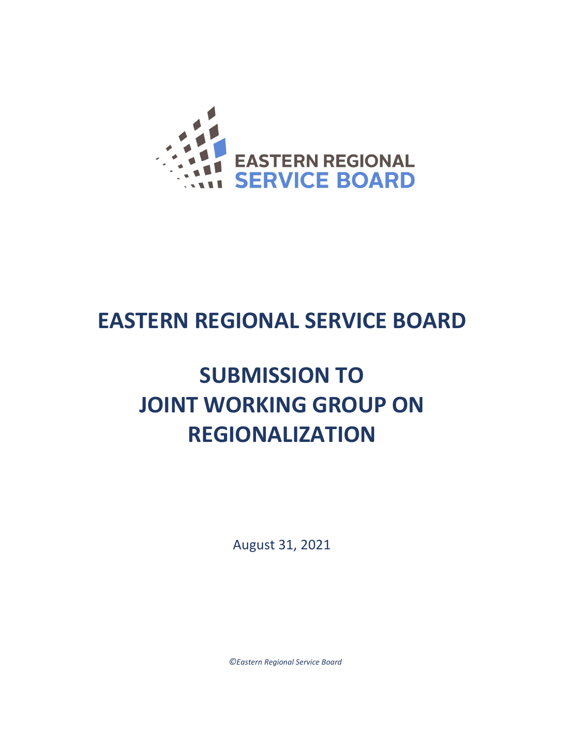# EASTERN REGIONAL SERVICE BOARD

# SUBMISSION TO JOINT WORKING GROUP ON REGIONALIZATION

August 31, 2021

*©Eastern Regional Service Board*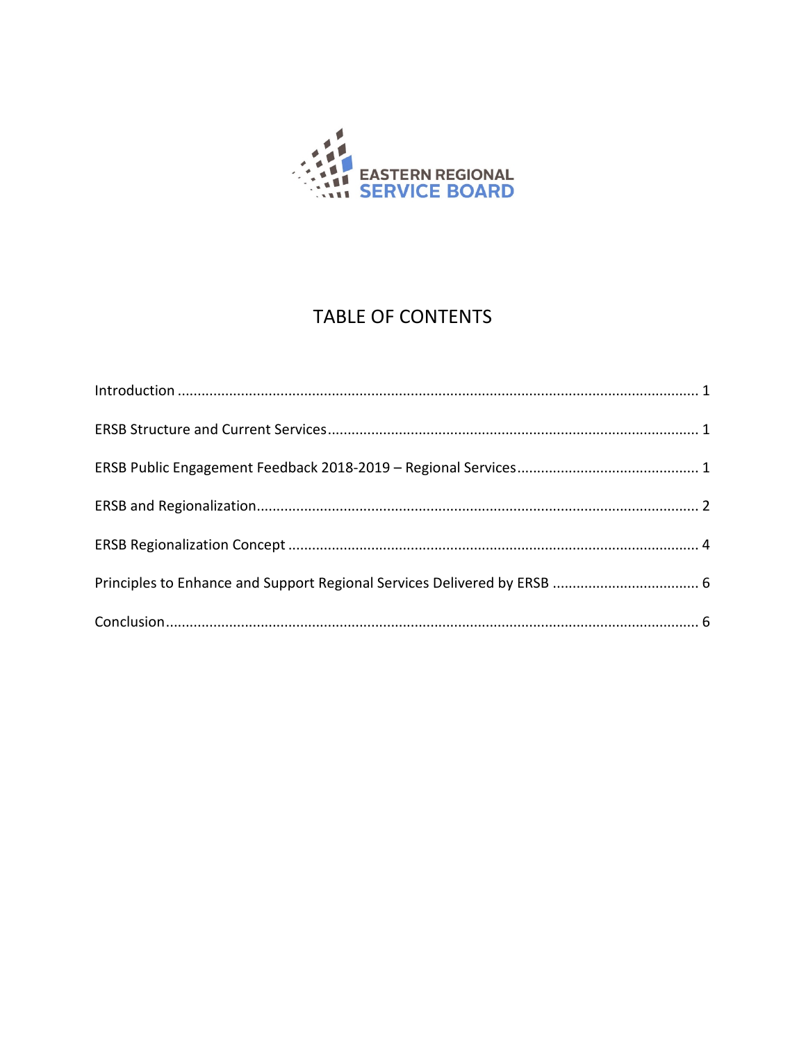EASTERN REGIONAL
SERVICE BOARD

# TABLE OF CONTENTS

Introduction .................................................................................................................. 1

ERSB Structure and Current Services............................................................................ 1

ERSB Public Engagement Feedback 2018-2019 – Regional Services............................................. 1

ERSB and Regionalization.............................................................................................. 2

ERSB Regionalization Concept ...................................................................................... 4

Principles to Enhance and Support Regional Services Delivered by ERSB .................................... 6

Conclusion..................................................................................................................... 6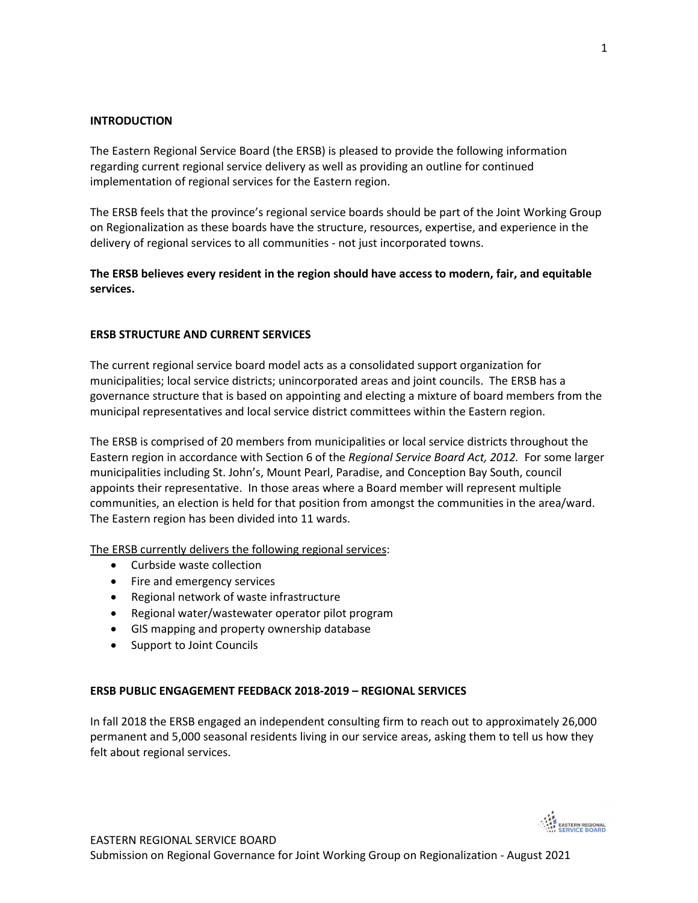## INTRODUCTION

The Eastern Regional Service Board (the ERSB) is pleased to provide the following information regarding current regional service delivery as well as providing an outline for continued implementation of regional services for the Eastern region.

The ERSB feels that the province's regional service boards should be part of the Joint Working Group on Regionalization as these boards have the structure, resources, expertise, and experience in the delivery of regional services to all communities - not just incorporated towns.

**The ERSB believes every resident in the region should have access to modern, fair, and equitable services.**

## ERSB STRUCTURE AND CURRENT SERVICES

The current regional service board model acts as a consolidated support organization for municipalities; local service districts; unincorporated areas and joint councils. The ERSB has a governance structure that is based on appointing and electing a mixture of board members from the municipal representatives and local service district committees within the Eastern region.

The ERSB is comprised of 20 members from municipalities or local service districts throughout the Eastern region in accordance with Section 6 of the *Regional Service Board Act, 2012*. For some larger municipalities including St. John's, Mount Pearl, Paradise, and Conception Bay South, council appoints their representative. In those areas where a Board member will represent multiple communities, an election is held for that position from amongst the communities in the area/ward. The Eastern region has been divided into 11 wards.

The ERSB currently delivers the following regional services:

- Curbside waste collection
- Fire and emergency services
- Regional network of waste infrastructure
- Regional water/wastewater operator pilot program
- GIS mapping and property ownership database
- Support to Joint Councils

## ERSB PUBLIC ENGAGEMENT FEEDBACK 2018-2019 – REGIONAL SERVICES

In fall 2018 the ERSB engaged an independent consulting firm to reach out to approximately 26,000 permanent and 5,000 seasonal residents living in our service areas, asking them to tell us how they felt about regional services.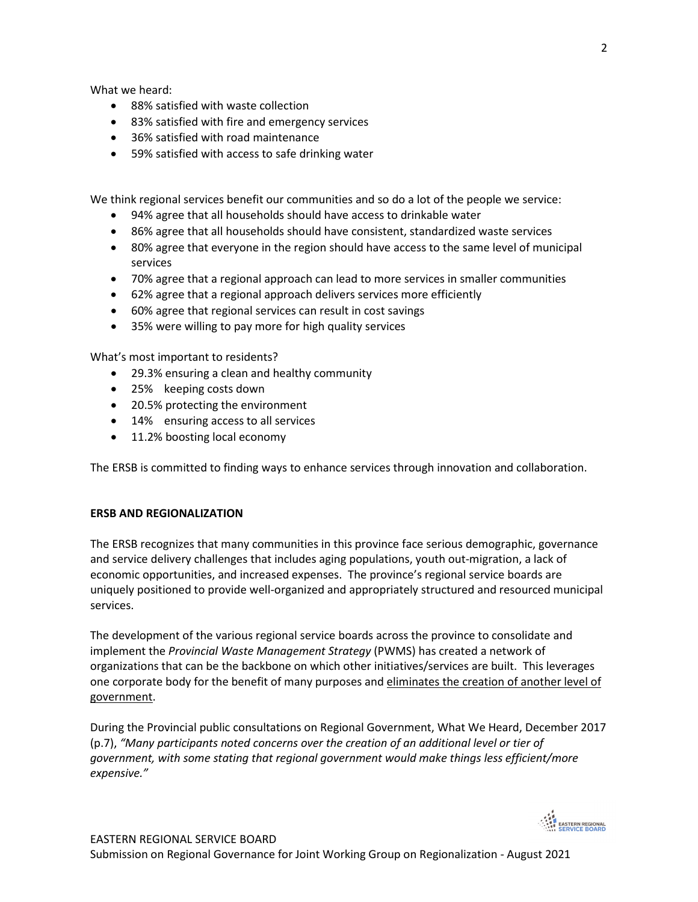What we heard:

- 88% satisfied with waste collection
- 83% satisfied with fire and emergency services
- 36% satisfied with road maintenance
- 59% satisfied with access to safe drinking water

We think regional services benefit our communities and so do a lot of the people we service:

- 94% agree that all households should have access to drinkable water
- 86% agree that all households should have consistent, standardized waste services
- 80% agree that everyone in the region should have access to the same level of municipal services
- 70% agree that a regional approach can lead to more services in smaller communities
- 62% agree that a regional approach delivers services more efficiently
- 60% agree that regional services can result in cost savings
- 35% were willing to pay more for high quality services

What's most important to residents?

- 29.3% ensuring a clean and healthy community
- 25% keeping costs down
- 20.5% protecting the environment
- 14% ensuring access to all services
- 11.2% boosting local economy

The ERSB is committed to finding ways to enhance services through innovation and collaboration.

**ERSB AND REGIONALIZATION**

The ERSB recognizes that many communities in this province face serious demographic, governance and service delivery challenges that includes aging populations, youth out-migration, a lack of economic opportunities, and increased expenses. The province's regional service boards are uniquely positioned to provide well-organized and appropriately structured and resourced municipal services.

The development of the various regional service boards across the province to consolidate and implement the *Provincial Waste Management Strategy* (PWMS) has created a network of organizations that can be the backbone on which other initiatives/services are built. This leverages one corporate body for the benefit of many purposes and <u>eliminates the creation of another level of government</u>.

During the Provincial public consultations on Regional Government, What We Heard, December 2017 (p.7), *"Many participants noted concerns over the creation of an additional level or tier of government, with some stating that regional government would make things less efficient/more expensive."*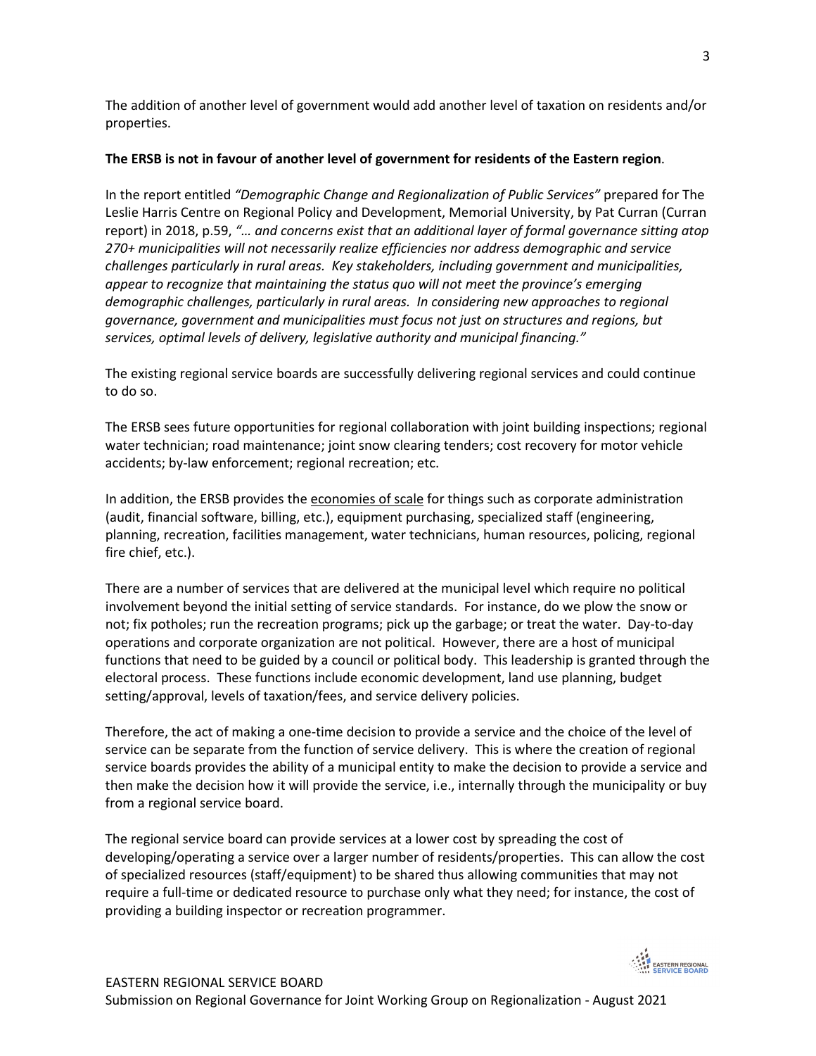The addition of another level of government would add another level of taxation on residents and/or properties.

**The ERSB is not in favour of another level of government for residents of the Eastern region**.

In the report entitled *"Demographic Change and Regionalization of Public Services"* prepared for The Leslie Harris Centre on Regional Policy and Development, Memorial University, by Pat Curran (Curran report) in 2018, p.59, *"… and concerns exist that an additional layer of formal governance sitting atop 270+ municipalities will not necessarily realize efficiencies nor address demographic and service challenges particularly in rural areas. Key stakeholders, including government and municipalities, appear to recognize that maintaining the status quo will not meet the province's emerging demographic challenges, particularly in rural areas. In considering new approaches to regional governance, government and municipalities must focus not just on structures and regions, but services, optimal levels of delivery, legislative authority and municipal financing."*

The existing regional service boards are successfully delivering regional services and could continue to do so.

The ERSB sees future opportunities for regional collaboration with joint building inspections; regional water technician; road maintenance; joint snow clearing tenders; cost recovery for motor vehicle accidents; by-law enforcement; regional recreation; etc.

In addition, the ERSB provides the economies of scale for things such as corporate administration (audit, financial software, billing, etc.), equipment purchasing, specialized staff (engineering, planning, recreation, facilities management, water technicians, human resources, policing, regional fire chief, etc.).

There are a number of services that are delivered at the municipal level which require no political involvement beyond the initial setting of service standards. For instance, do we plow the snow or not; fix potholes; run the recreation programs; pick up the garbage; or treat the water. Day-to-day operations and corporate organization are not political. However, there are a host of municipal functions that need to be guided by a council or political body. This leadership is granted through the electoral process. These functions include economic development, land use planning, budget setting/approval, levels of taxation/fees, and service delivery policies.

Therefore, the act of making a one-time decision to provide a service and the choice of the level of service can be separate from the function of service delivery. This is where the creation of regional service boards provides the ability of a municipal entity to make the decision to provide a service and then make the decision how it will provide the service, i.e., internally through the municipality or buy from a regional service board.

The regional service board can provide services at a lower cost by spreading the cost of developing/operating a service over a larger number of residents/properties. This can allow the cost of specialized resources (staff/equipment) to be shared thus allowing communities that may not require a full-time or dedicated resource to purchase only what they need; for instance, the cost of providing a building inspector or recreation programmer.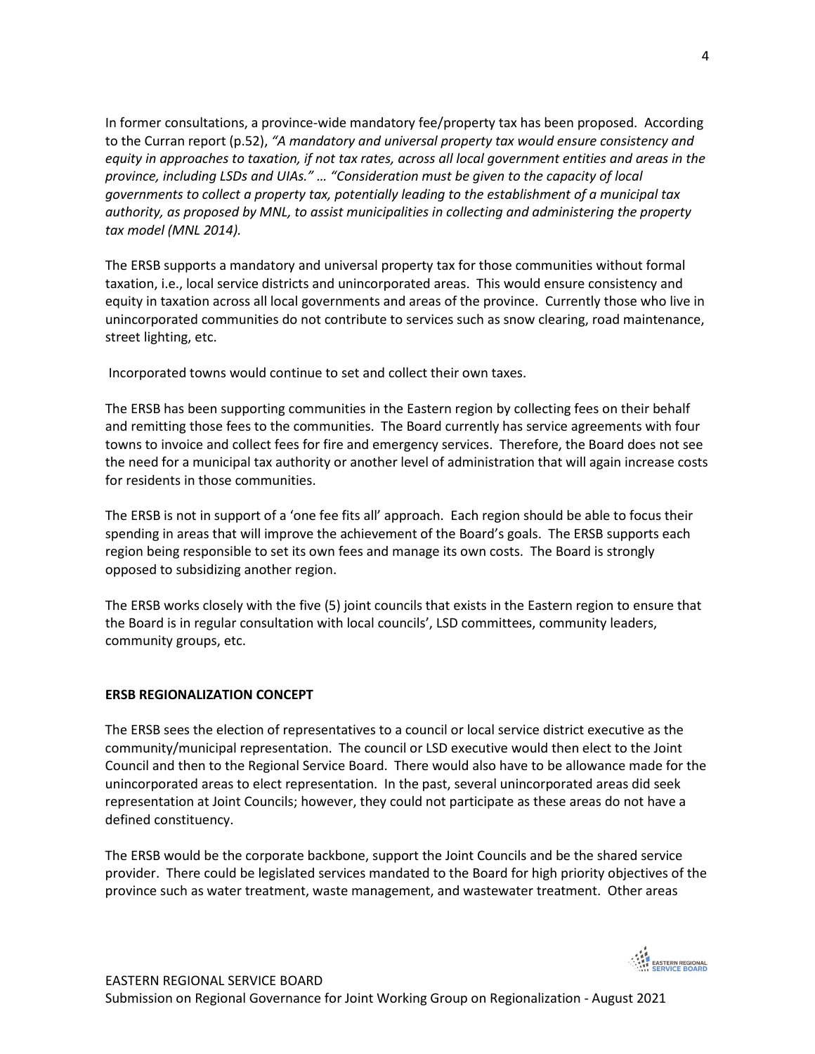In former consultations, a province-wide mandatory fee/property tax has been proposed. According to the Curran report (p.52), *"A mandatory and universal property tax would ensure consistency and equity in approaches to taxation, if not tax rates, across all local government entities and areas in the province, including LSDs and UIAs." … "Consideration must be given to the capacity of local governments to collect a property tax, potentially leading to the establishment of a municipal tax authority, as proposed by MNL, to assist municipalities in collecting and administering the property tax model (MNL 2014).*

The ERSB supports a mandatory and universal property tax for those communities without formal taxation, i.e., local service districts and unincorporated areas. This would ensure consistency and equity in taxation across all local governments and areas of the province. Currently those who live in unincorporated communities do not contribute to services such as snow clearing, road maintenance, street lighting, etc.

Incorporated towns would continue to set and collect their own taxes.

The ERSB has been supporting communities in the Eastern region by collecting fees on their behalf and remitting those fees to the communities. The Board currently has service agreements with four towns to invoice and collect fees for fire and emergency services. Therefore, the Board does not see the need for a municipal tax authority or another level of administration that will again increase costs for residents in those communities.

The ERSB is not in support of a 'one fee fits all' approach. Each region should be able to focus their spending in areas that will improve the achievement of the Board's goals. The ERSB supports each region being responsible to set its own fees and manage its own costs. The Board is strongly opposed to subsidizing another region.

The ERSB works closely with the five (5) joint councils that exists in the Eastern region to ensure that the Board is in regular consultation with local councils', LSD committees, community leaders, community groups, etc.

## ERSB REGIONALIZATION CONCEPT

The ERSB sees the election of representatives to a council or local service district executive as the community/municipal representation. The council or LSD executive would then elect to the Joint Council and then to the Regional Service Board. There would also have to be allowance made for the unincorporated areas to elect representation. In the past, several unincorporated areas did seek representation at Joint Councils; however, they could not participate as these areas do not have a defined constituency.

The ERSB would be the corporate backbone, support the Joint Councils and be the shared service provider. There could be legislated services mandated to the Board for high priority objectives of the province such as water treatment, waste management, and wastewater treatment. Other areas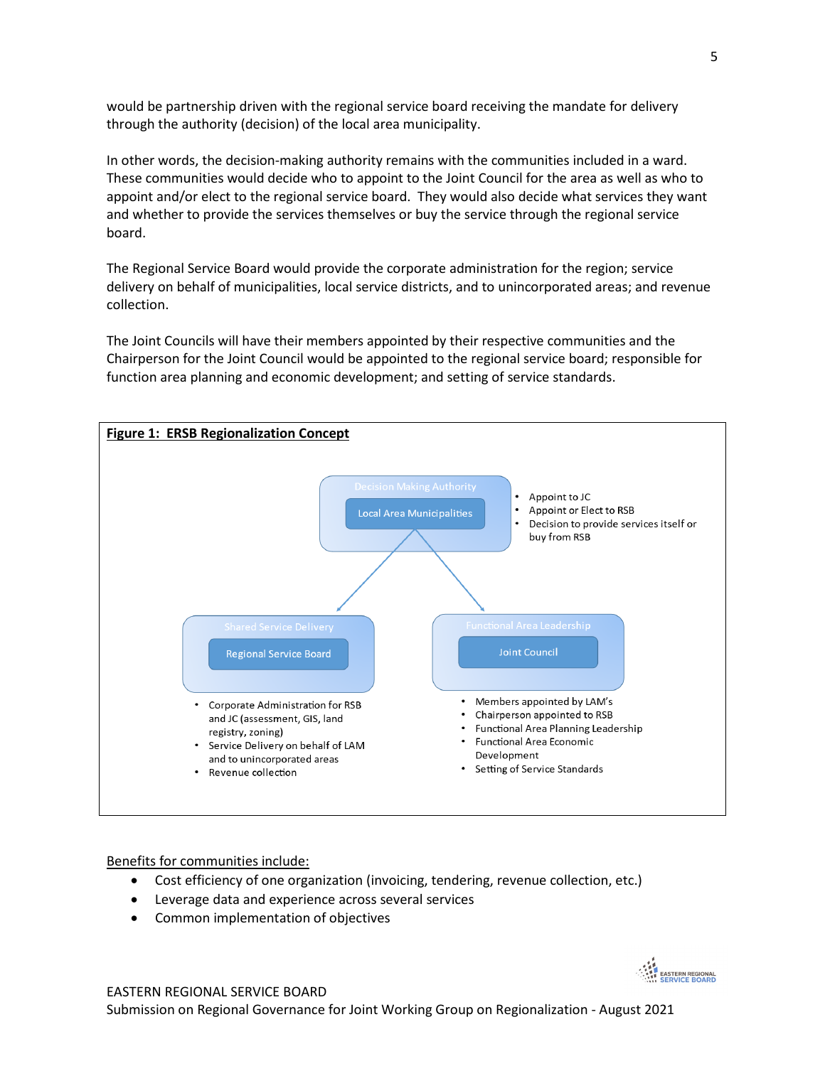would be partnership driven with the regional service board receiving the mandate for delivery through the authority (decision) of the local area municipality.

In other words, the decision-making authority remains with the communities included in a ward. These communities would decide who to appoint to the Joint Council for the area as well as who to appoint and/or elect to the regional service board. They would also decide what services they want and whether to provide the services themselves or buy the service through the regional service board.

The Regional Service Board would provide the corporate administration for the region; service delivery on behalf of municipalities, local service districts, and to unincorporated areas; and revenue collection.

The Joint Councils will have their members appointed by their respective communities and the Chairperson for the Joint Council would be appointed to the regional service board; responsible for function area planning and economic development; and setting of service standards.

**Figure 1: ERSB Regionalization Concept**

Decision Making Authority

Local Area Municipalities

- Appoint to JC
- Appoint or Elect to RSB
- Decision to provide services itself or buy from RSB

Shared Service Delivery

Regional Service Board

- Corporate Administration for RSB and JC (assessment, GIS, land registry, zoning)
- Service Delivery on behalf of LAM and to unincorporated areas
- Revenue collection

Functional Area Leadership

Joint Council

- Members appointed by LAM's
- Chairperson appointed to RSB
- Functional Area Planning Leadership
- Functional Area Economic Development
- Setting of Service Standards

Benefits for communities include:

- Cost efficiency of one organization (invoicing, tendering, revenue collection, etc.)
- Leverage data and experience across several services
- Common implementation of objectives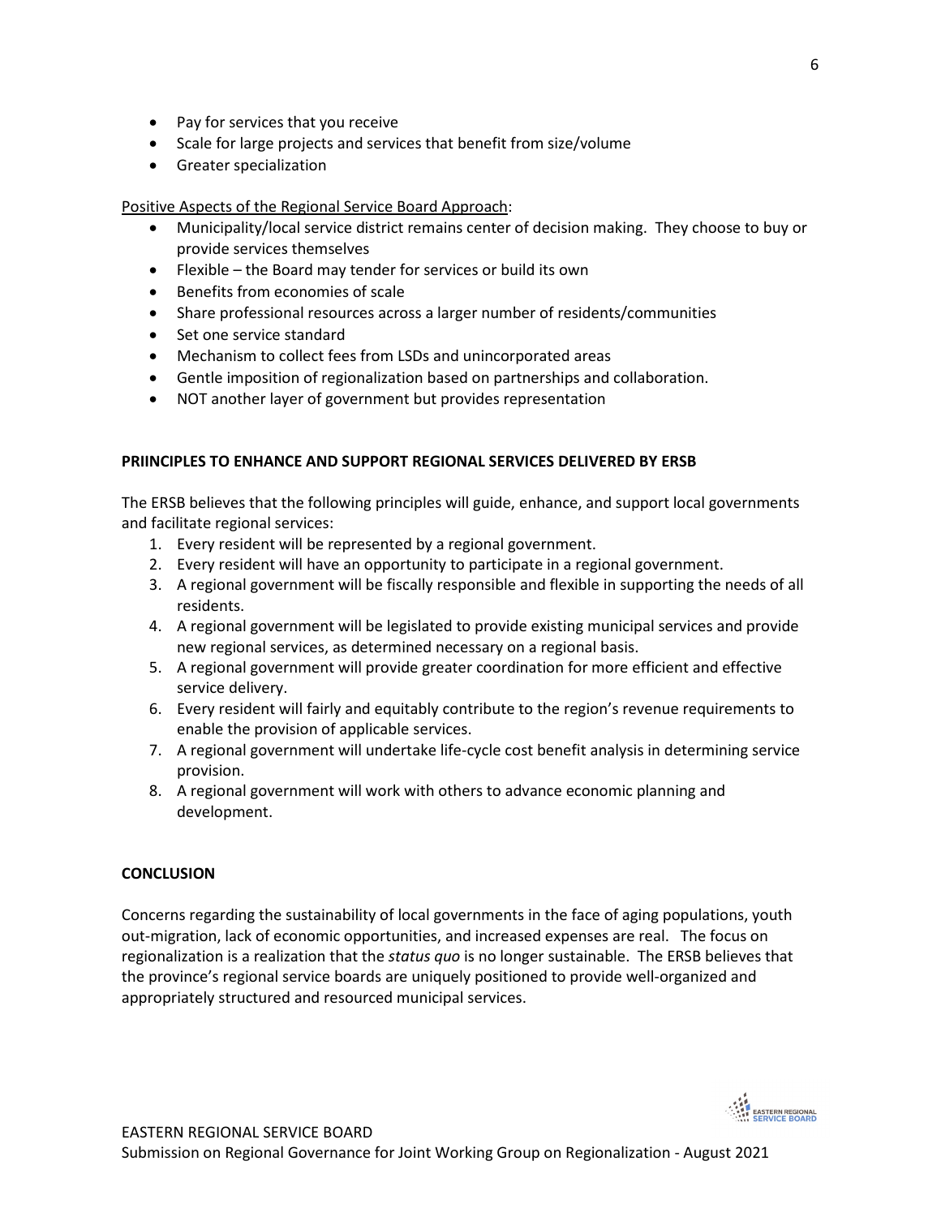- Pay for services that you receive
- Scale for large projects and services that benefit from size/volume
- Greater specialization

Positive Aspects of the Regional Service Board Approach:

- Municipality/local service district remains center of decision making. They choose to buy or provide services themselves
- Flexible – the Board may tender for services or build its own
- Benefits from economies of scale
- Share professional resources across a larger number of residents/communities
- Set one service standard
- Mechanism to collect fees from LSDs and unincorporated areas
- Gentle imposition of regionalization based on partnerships and collaboration.
- NOT another layer of government but provides representation

**PRIINCIPLES TO ENHANCE AND SUPPORT REGIONAL SERVICES DELIVERED BY ERSB**

The ERSB believes that the following principles will guide, enhance, and support local governments and facilitate regional services:

1. Every resident will be represented by a regional government.
2. Every resident will have an opportunity to participate in a regional government.
3. A regional government will be fiscally responsible and flexible in supporting the needs of all residents.
4. A regional government will be legislated to provide existing municipal services and provide new regional services, as determined necessary on a regional basis.
5. A regional government will provide greater coordination for more efficient and effective service delivery.
6. Every resident will fairly and equitably contribute to the region's revenue requirements to enable the provision of applicable services.
7. A regional government will undertake life-cycle cost benefit analysis in determining service provision.
8. A regional government will work with others to advance economic planning and development.

**CONCLUSION**

Concerns regarding the sustainability of local governments in the face of aging populations, youth out-migration, lack of economic opportunities, and increased expenses are real. The focus on regionalization is a realization that the *status quo* is no longer sustainable. The ERSB believes that the province's regional service boards are uniquely positioned to provide well-organized and appropriately structured and resourced municipal services.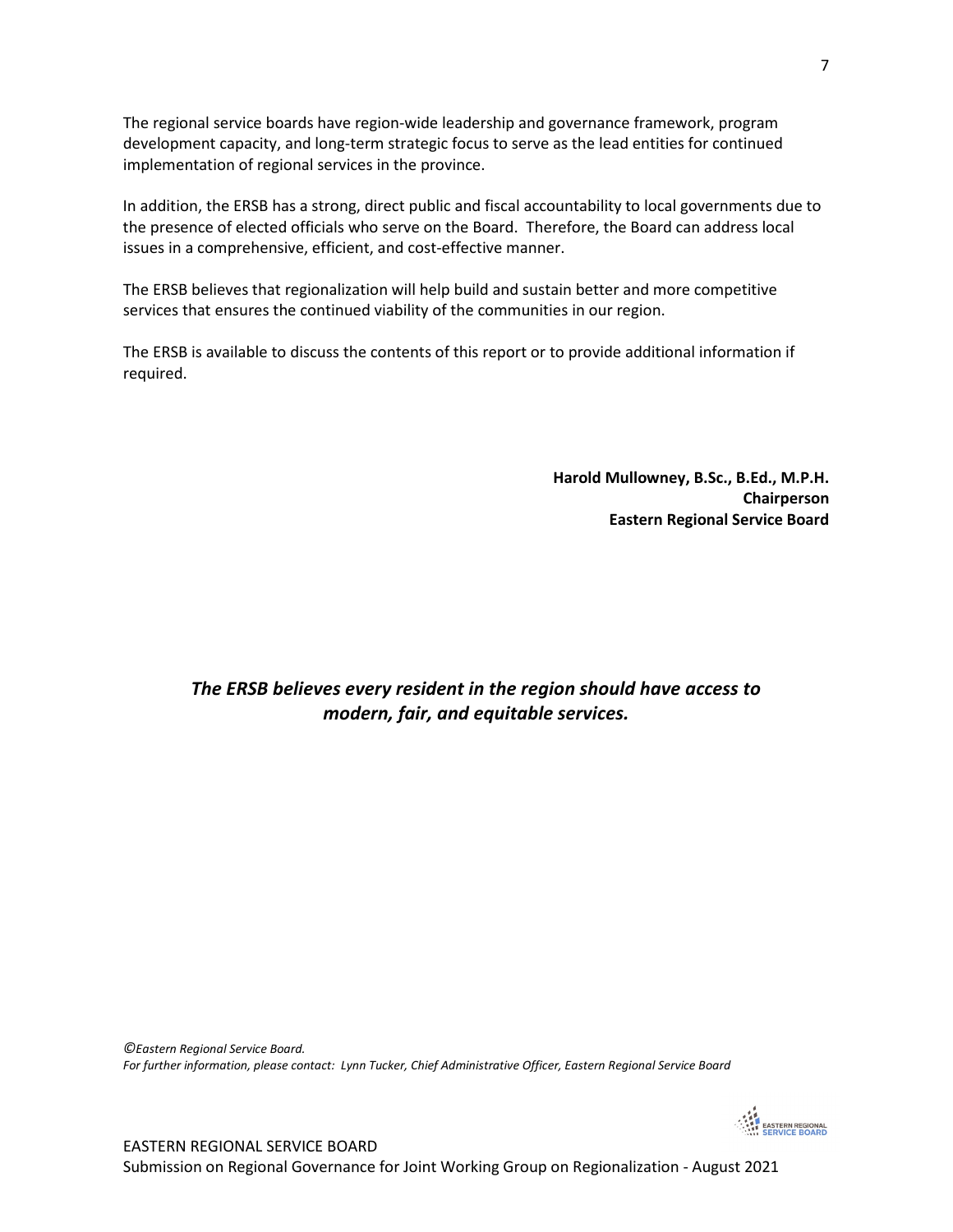The regional service boards have region-wide leadership and governance framework, program development capacity, and long-term strategic focus to serve as the lead entities for continued implementation of regional services in the province.

In addition, the ERSB has a strong, direct public and fiscal accountability to local governments due to the presence of elected officials who serve on the Board. Therefore, the Board can address local issues in a comprehensive, efficient, and cost-effective manner.

The ERSB believes that regionalization will help build and sustain better and more competitive services that ensures the continued viability of the communities in our region.

The ERSB is available to discuss the contents of this report or to provide additional information if required.

**Harold Mullowney, B.Sc., B.Ed., M.P.H.**
**Chairperson**
**Eastern Regional Service Board**

***The ERSB believes every resident in the region should have access to modern, fair, and equitable services.***

*©Eastern Regional Service Board.*
*For further information, please contact: Lynn Tucker, Chief Administrative Officer, Eastern Regional Service Board*